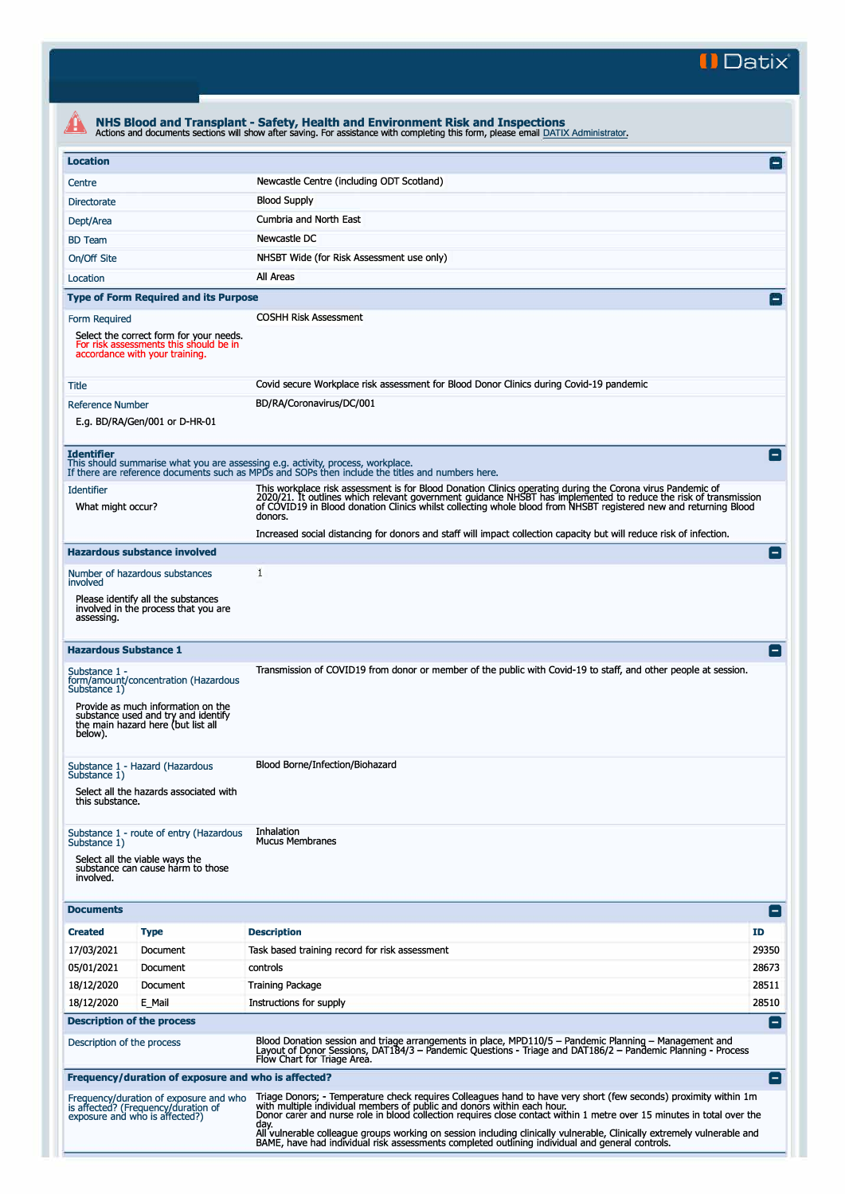## NHS Blood and Transplant - Safety, Health and Environment Risk and Inspections

Actions and documents sections will show after saving. For assistance with completing this form, please email DATIX Administrator.

### Location

| | |
|---|---|
| Centre | Newcastle Centre (including ODT Scotland) |
| Directorate | Blood Supply |
| Dept/Area | Cumbria and North East |
| BD Team | Newcastle DC |
| On/Off Site | NHSBT Wide (for Risk Assessment use only) |
| Location | All Areas |

### Type of Form Required and its Purpose

| | |
|---|---|
| Form Required<br><br>Select the correct form for your needs. For risk assessments this should be in accordance with your training. | COSHH Risk Assessment |
| Title | Covid secure Workplace risk assessment for Blood Donor Clinics during Covid-19 pandemic |
| Reference Number<br><br>E.g. BD/RA/Gen/001 or D-HR-01 | BD/RA/Coronavirus/DC/001 |

### Identifier

This should summarise what you are assessing e.g. activity, process, workplace.
If there are reference documents such as MPDs and SOPs then include the titles and numbers here.

| | |
|---|---|
| Identifier<br><br>What might occur? | This workplace risk assessment is for Blood Donation Clinics operating during the Corona virus Pandemic of 2020/21. It outlines which relevant government guidance NHSBT has implemented to reduce the risk of transmission of COVID19 in Blood donation Clinics whilst collecting whole blood from NHSBT registered new and returning Blood donors.<br><br>Increased social distancing for donors and staff will impact collection capacity but will reduce risk of infection. |

### Hazardous substance involved

| | |
|---|---|
| Number of hazardous substances involved<br><br>Please identify all the substances involved in the process that you are assessing. | 1 |

### Hazardous Substance 1

| | |
|---|---|
| Substance 1 - form/amount/concentration (Hazardous Substance 1)<br><br>Provide as much information on the substance used and try and identify the main hazard here (but list all below). | Transmission of COVID19 from donor or member of the public with Covid-19 to staff, and other people at session. |
| Substance 1 - Hazard (Hazardous Substance 1)<br><br>Select all the hazards associated with this substance. | Blood Borne/Infection/Biohazard |
| Substance 1 - route of entry (Hazardous Substance 1)<br><br>Select all the viable ways the substance can cause harm to those involved. | Inhalation<br>Mucus Membranes |

### Documents

| Created | Type | Description | ID |
|---|---|---|---|
| 17/03/2021 | Document | Task based training record for risk assessment | 29350 |
| 05/01/2021 | Document | controls | 28673 |
| 18/12/2020 | Document | Training Package | 28511 |
| 18/12/2020 | E_Mail | Instructions for supply | 28510 |

### Description of the process

| | |
|---|---|
| Description of the process | Blood Donation session and triage arrangements in place, MPD110/5 – Pandemic Planning – Management and Layout of Donor Sessions, DAT184/3 – Pandemic Questions - Triage and DAT186/2 – Pandemic Planning - Process Flow Chart for Triage Area. |

### Frequency/duration of exposure and who is affected?

| | |
|---|---|
| Frequency/duration of exposure and who is affected? (Frequency/duration of exposure and who is affected?) | Triage Donors; - Temperature check requires Colleagues hand to have very short (few seconds) proximity within 1m with multiple individual members of public and donors within each hour.<br>Donor carer and nurse role in blood collection requires close contact within 1 metre over 15 minutes in total over the day.<br>All vulnerable colleague groups working on session including clinically vulnerable, Clinically extremely vulnerable and BAME, have had individual risk assessments completed outlining individual and general controls. |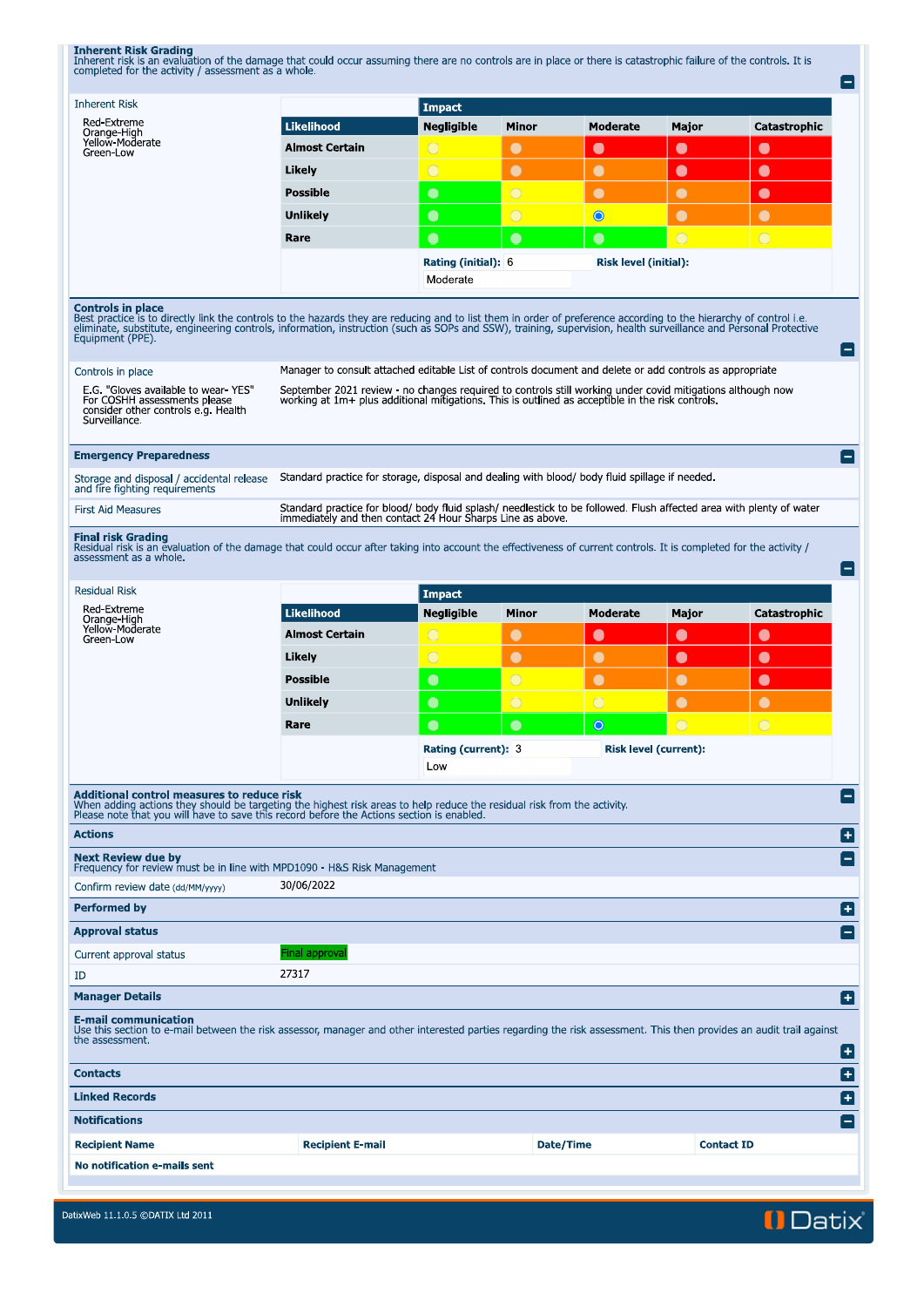## Inherent Risk Grading

Inherent risk is an evaluation of the damage that could occur assuming there are no controls are in place or there is catastrophic failure of the controls. It is completed for the activity / assessment as a whole.

Inherent Risk

Red-Extreme
Orange-High
Yellow-Moderate
Green-Low

| Likelihood | Impact: Negligible | Minor | Moderate | Major | Catastrophic |
|---|---|---|---|---|---|
| Almost Certain | | | | | |
| Likely | | | | | |
| Possible | | | | | |
| Unlikely | | | ● | | |
| Rare | | | | | |

**Rating (initial):** 6 **Risk level (initial):** Moderate

## Controls in place

Best practice is to directly link the controls to the hazards they are reducing and to list them in order of preference according to the hierarchy of control i.e. eliminate, substitute, engineering controls, information, instruction (such as SOPs and SSW), training, supervision, health surveillance and Personal Protective Equipment (PPE).

| | |
|---|---|
| Controls in place<br><br>E.G. "Gloves available to wear- YES" For COSHH assessments please consider other controls e.g. Health Surveillance. | Manager to consult attached editable List of controls document and delete or add controls as appropriate<br><br>September 2021 review - no changes required to controls still working under covid mitigations although now working at 1m+ plus additional mitigations. This is outlined as acceptible in the risk controls. |

## Emergency Preparedness

| | |
|---|---|
| Storage and disposal / accidental release and fire fighting requirements | Standard practice for storage, disposal and dealing with blood/ body fluid spillage if needed. |
| First Aid Measures | Standard practice for blood/ body fluid splash/ needlestick to be followed. Flush affected area with plenty of water immediately and then contact 24 Hour Sharps Line as above. |

## Final risk Grading

Residual risk is an evaluation of the damage that could occur after taking into account the effectiveness of current controls. It is completed for the activity / assessment as a whole.

Residual Risk

Red-Extreme
Orange-High
Yellow-Moderate
Green-Low

| Likelihood | Impact: Negligible | Minor | Moderate | Major | Catastrophic |
|---|---|---|---|---|---|
| Almost Certain | | | | | |
| Likely | | | | | |
| Possible | | | | | |
| Unlikely | | | | | |
| Rare | | | ● | | |

**Rating (current):** 3 **Risk level (current):** Low

## Additional control measures to reduce risk

When adding actions they should be targeting the highest risk areas to help reduce the residual risk from the activity.
Please note that you will have to save this record before the Actions section is enabled.

**Actions**

## Next Review due by

Frequency for review must be in line with MPD1090 - H&S Risk Management

| | |
|---|---|
| Confirm review date (dd/MM/yyyy) | 30/06/2022 |

**Performed by**

## Approval status

| | |
|---|---|
| Current approval status | Final approval |
| ID | 27317 |

**Manager Details**

## E-mail communication

Use this section to e-mail between the risk assessor, manager and other interested parties regarding the risk assessment. This then provides an audit trail against the assessment.

**Contacts**

**Linked Records**

## Notifications

| Recipient Name | Recipient E-mail | Date/Time | Contact ID |
|---|---|---|---|
| No notification e-mails sent | | | |

DatixWeb 11.1.0.5 ©DATIX Ltd 2011